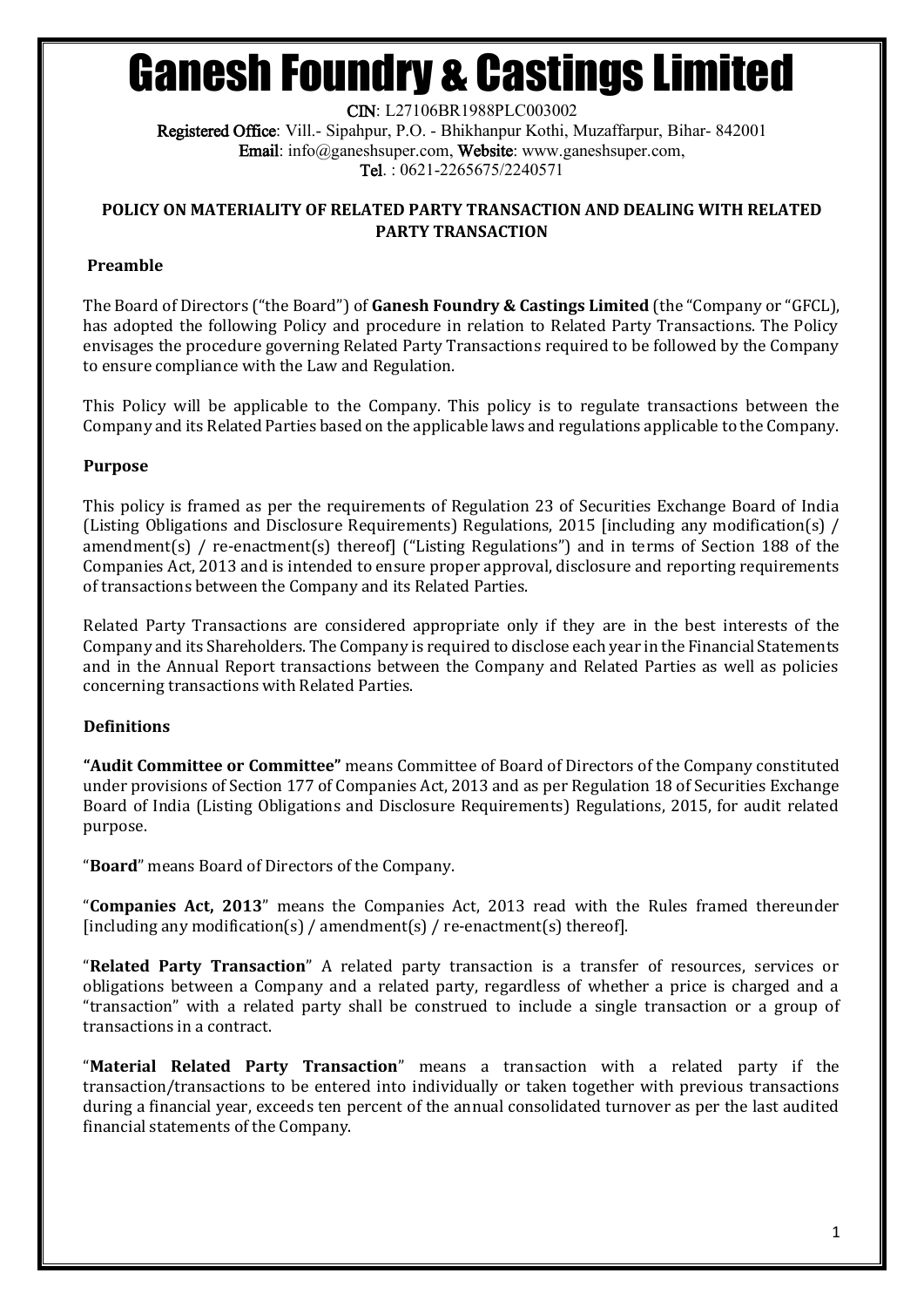# Ganesh Foundry & Castings Limited

**CIN**: L27106BR1988PLC003002
**Registered Office**: Vill.- Sipahpur, P.O. - Bhikhanpur Kothi, Muzaffarpur, Bihar- 842001
**Email**: info@ganeshsuper.com, **Website**: www.ganeshsuper.com,
**Tel**. : 0621-2265675/2240571

## POLICY ON MATERIALITY OF RELATED PARTY TRANSACTION AND DEALING WITH RELATED PARTY TRANSACTION

### Preamble

The Board of Directors ("the Board") of **Ganesh Foundry & Castings Limited** (the "Company or "GFCL), has adopted the following Policy and procedure in relation to Related Party Transactions. The Policy envisages the procedure governing Related Party Transactions required to be followed by the Company to ensure compliance with the Law and Regulation.

This Policy will be applicable to the Company. This policy is to regulate transactions between the Company and its Related Parties based on the applicable laws and regulations applicable to the Company.

### Purpose

This policy is framed as per the requirements of Regulation 23 of Securities Exchange Board of India (Listing Obligations and Disclosure Requirements) Regulations, 2015 [including any modification(s) / amendment(s) / re-enactment(s) thereof] ("Listing Regulations") and in terms of Section 188 of the Companies Act, 2013 and is intended to ensure proper approval, disclosure and reporting requirements of transactions between the Company and its Related Parties.

Related Party Transactions are considered appropriate only if they are in the best interests of the Company and its Shareholders. The Company is required to disclose each year in the Financial Statements and in the Annual Report transactions between the Company and Related Parties as well as policies concerning transactions with Related Parties.

### Definitions

**"Audit Committee or Committee"** means Committee of Board of Directors of the Company constituted under provisions of Section 177 of Companies Act, 2013 and as per Regulation 18 of Securities Exchange Board of India (Listing Obligations and Disclosure Requirements) Regulations, 2015, for audit related purpose.

"**Board**" means Board of Directors of the Company.

"**Companies Act, 2013**" means the Companies Act, 2013 read with the Rules framed thereunder [including any modification(s) / amendment(s) / re-enactment(s) thereof].

"**Related Party Transaction**" A related party transaction is a transfer of resources, services or obligations between a Company and a related party, regardless of whether a price is charged and a "transaction" with a related party shall be construed to include a single transaction or a group of transactions in a contract.

"**Material Related Party Transaction**" means a transaction with a related party if the transaction/transactions to be entered into individually or taken together with previous transactions during a financial year, exceeds ten percent of the annual consolidated turnover as per the last audited financial statements of the Company.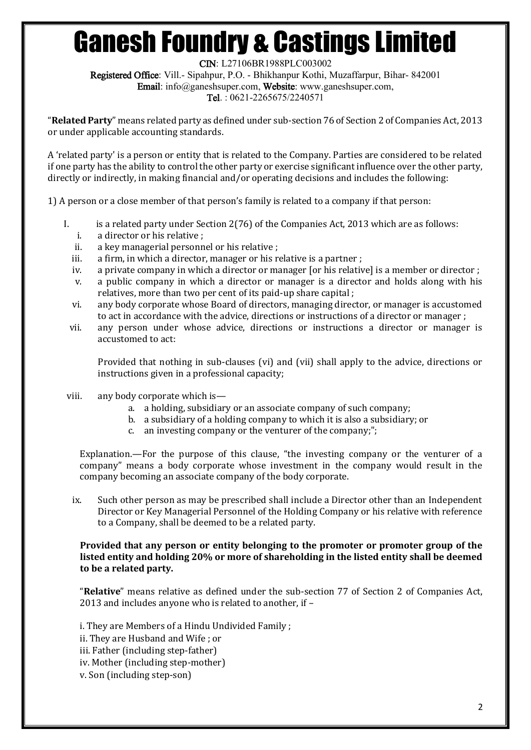"**Related Party**" means related party as defined under sub-section 76 of Section 2 of Companies Act, 2013 or under applicable accounting standards.

A 'related party' is a person or entity that is related to the Company. Parties are considered to be related if one party has the ability to control the other party or exercise significant influence over the other party, directly or indirectly, in making financial and/or operating decisions and includes the following:

1) A person or a close member of that person's family is related to a company if that person:

I. is a related party under Section 2(76) of the Companies Act, 2013 which are as follows:

   i. a director or his relative ;
   ii. a key managerial personnel or his relative ;
   iii. a firm, in which a director, manager or his relative is a partner ;
   iv. a private company in which a director or manager [or his relative] is a member or director ;
   v. a public company in which a director or manager is a director and holds along with his relatives, more than two per cent of its paid-up share capital ;
   vi. any body corporate whose Board of directors, managing director, or manager is accustomed to act in accordance with the advice, directions or instructions of a director or manager ;
   vii. any person under whose advice, directions or instructions a director or manager is accustomed to act:

   Provided that nothing in sub-clauses (vi) and (vii) shall apply to the advice, directions or instructions given in a professional capacity;

   viii. any body corporate which is—
      a. a holding, subsidiary or an associate company of such company;
      b. a subsidiary of a holding company to which it is also a subsidiary; or
      c. an investing company or the venturer of the company;";

   Explanation.—For the purpose of this clause, "the investing company or the venturer of a company" means a body corporate whose investment in the company would result in the company becoming an associate company of the body corporate.

   ix. Such other person as may be prescribed shall include a Director other than an Independent Director or Key Managerial Personnel of the Holding Company or his relative with reference to a Company, shall be deemed to be a related party.

**Provided that any person or entity belonging to the promoter or promoter group of the listed entity and holding 20% or more of shareholding in the listed entity shall be deemed to be a related party.**

"**Relative**" means relative as defined under the sub-section 77 of Section 2 of Companies Act, 2013 and includes anyone who is related to another, if –

i. They are Members of a Hindu Undivided Family ;
ii. They are Husband and Wife ; or
iii. Father (including step-father)
iv. Mother (including step-mother)
v. Son (including step-son)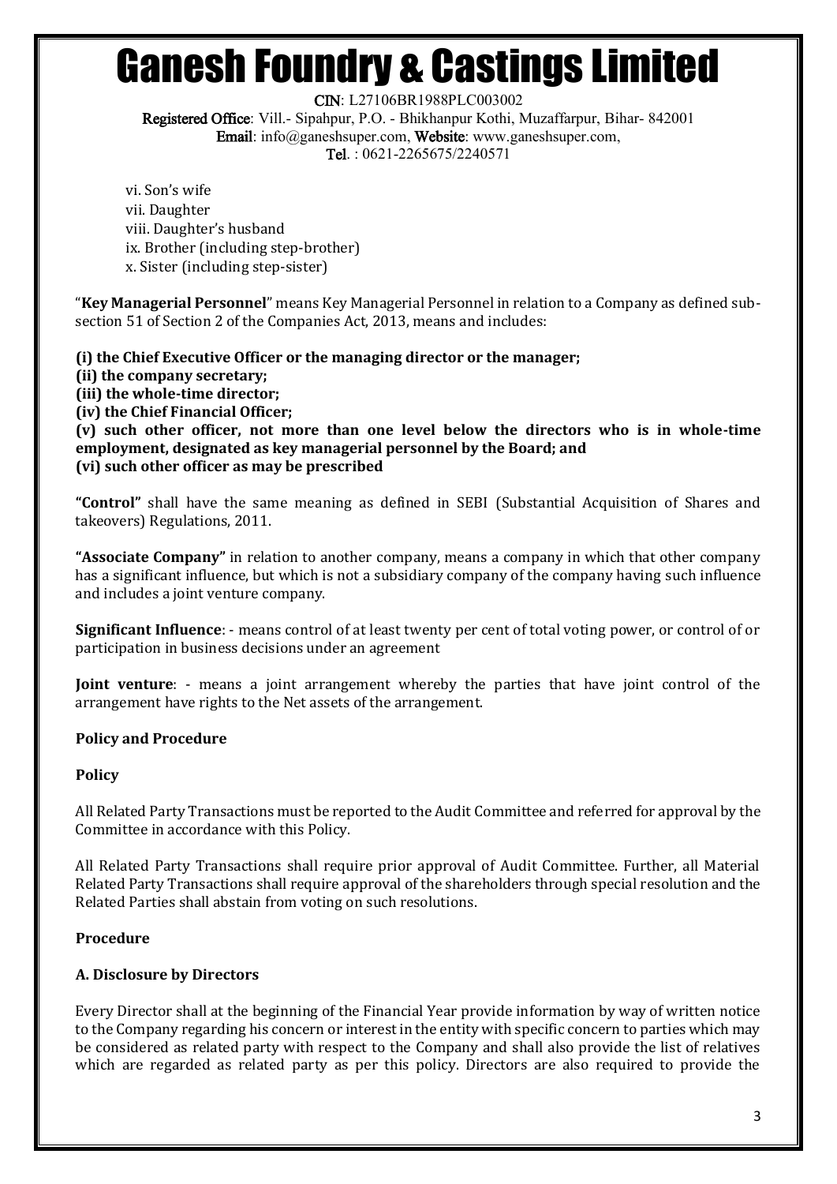vi. Son's wife
vii. Daughter
viii. Daughter's husband
ix. Brother (including step-brother)
x. Sister (including step-sister)

"**Key Managerial Personnel**" means Key Managerial Personnel in relation to a Company as defined sub-section 51 of Section 2 of the Companies Act, 2013, means and includes:

**(i) the Chief Executive Officer or the managing director or the manager;**
**(ii) the company secretary;**
**(iii) the whole-time director;**
**(iv) the Chief Financial Officer;**
**(v) such other officer, not more than one level below the directors who is in whole-time employment, designated as key managerial personnel by the Board; and**
**(vi) such other officer as may be prescribed**

**"Control"** shall have the same meaning as defined in SEBI (Substantial Acquisition of Shares and takeovers) Regulations, 2011.

**"Associate Company"** in relation to another company, means a company in which that other company has a significant influence, but which is not a subsidiary company of the company having such influence and includes a joint venture company.

**Significant Influence**: - means control of at least twenty per cent of total voting power, or control of or participation in business decisions under an agreement

**Joint venture**: - means a joint arrangement whereby the parties that have joint control of the arrangement have rights to the Net assets of the arrangement.

**Policy and Procedure**

**Policy**

All Related Party Transactions must be reported to the Audit Committee and referred for approval by the Committee in accordance with this Policy.

All Related Party Transactions shall require prior approval of Audit Committee. Further, all Material Related Party Transactions shall require approval of the shareholders through special resolution and the Related Parties shall abstain from voting on such resolutions.

**Procedure**

**A. Disclosure by Directors**

Every Director shall at the beginning of the Financial Year provide information by way of written notice to the Company regarding his concern or interest in the entity with specific concern to parties which may be considered as related party with respect to the Company and shall also provide the list of relatives which are regarded as related party as per this policy. Directors are also required to provide the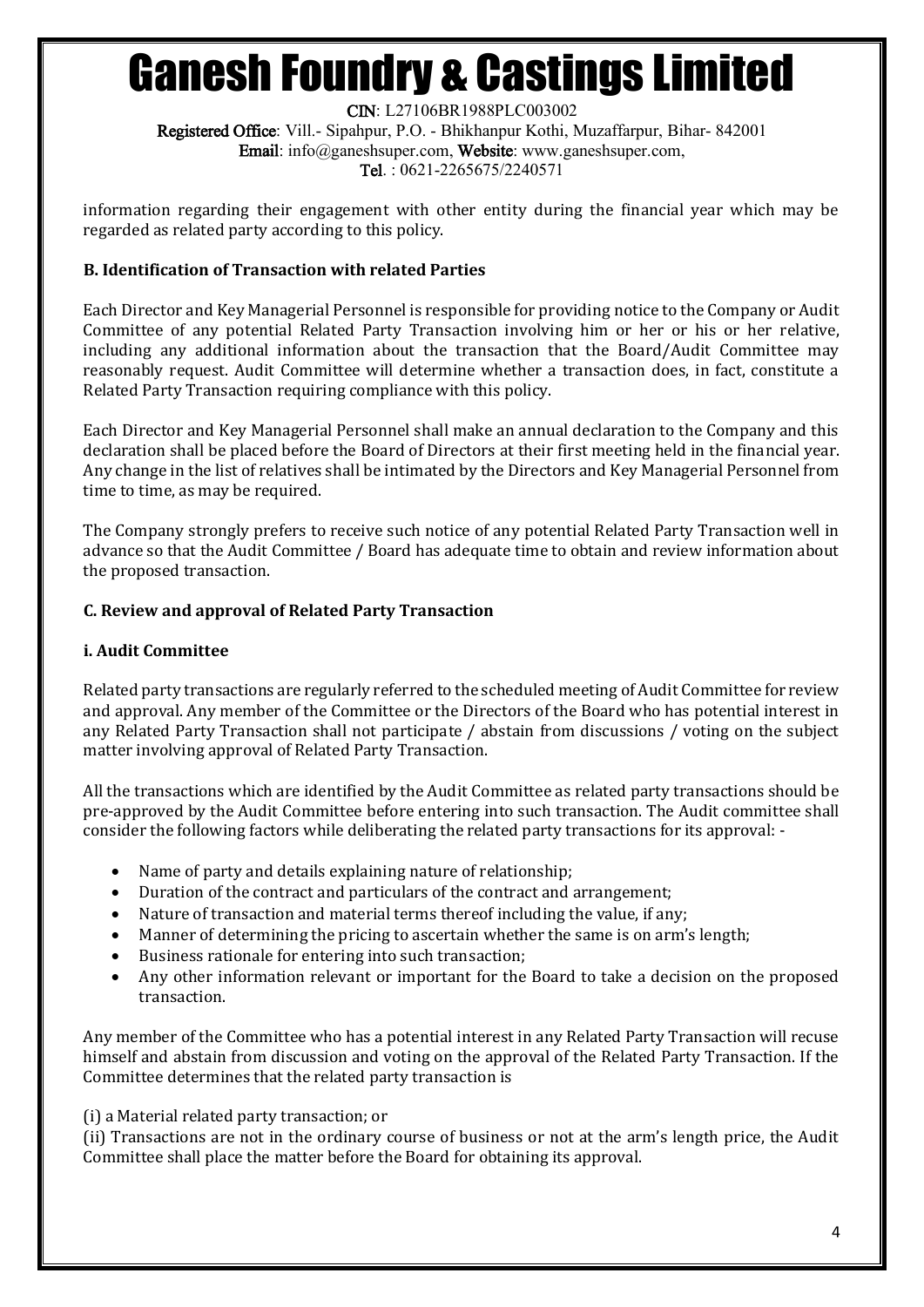information regarding their engagement with other entity during the financial year which may be regarded as related party according to this policy.

### B. Identification of Transaction with related Parties

Each Director and Key Managerial Personnel is responsible for providing notice to the Company or Audit Committee of any potential Related Party Transaction involving him or her or his or her relative, including any additional information about the transaction that the Board/Audit Committee may reasonably request. Audit Committee will determine whether a transaction does, in fact, constitute a Related Party Transaction requiring compliance with this policy.

Each Director and Key Managerial Personnel shall make an annual declaration to the Company and this declaration shall be placed before the Board of Directors at their first meeting held in the financial year. Any change in the list of relatives shall be intimated by the Directors and Key Managerial Personnel from time to time, as may be required.

The Company strongly prefers to receive such notice of any potential Related Party Transaction well in advance so that the Audit Committee / Board has adequate time to obtain and review information about the proposed transaction.

### C. Review and approval of Related Party Transaction

#### i. Audit Committee

Related party transactions are regularly referred to the scheduled meeting of Audit Committee for review and approval. Any member of the Committee or the Directors of the Board who has potential interest in any Related Party Transaction shall not participate / abstain from discussions / voting on the subject matter involving approval of Related Party Transaction.

All the transactions which are identified by the Audit Committee as related party transactions should be pre-approved by the Audit Committee before entering into such transaction. The Audit committee shall consider the following factors while deliberating the related party transactions for its approval: -

- Name of party and details explaining nature of relationship;
- Duration of the contract and particulars of the contract and arrangement;
- Nature of transaction and material terms thereof including the value, if any;
- Manner of determining the pricing to ascertain whether the same is on arm's length;
- Business rationale for entering into such transaction;
- Any other information relevant or important for the Board to take a decision on the proposed transaction.

Any member of the Committee who has a potential interest in any Related Party Transaction will recuse himself and abstain from discussion and voting on the approval of the Related Party Transaction. If the Committee determines that the related party transaction is

(i) a Material related party transaction; or

(ii) Transactions are not in the ordinary course of business or not at the arm's length price, the Audit Committee shall place the matter before the Board for obtaining its approval.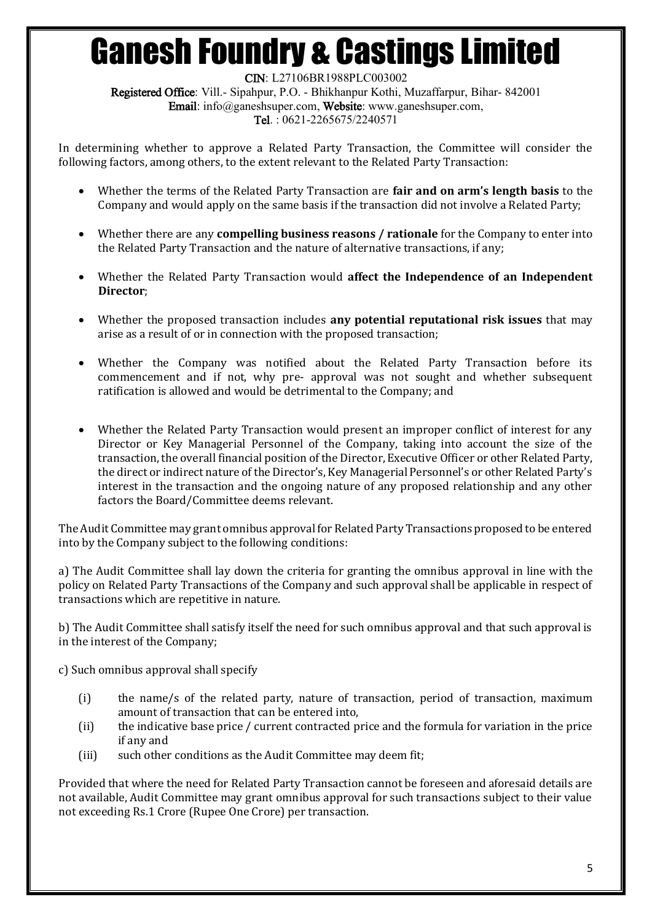In determining whether to approve a Related Party Transaction, the Committee will consider the following factors, among others, to the extent relevant to the Related Party Transaction:

- Whether the terms of the Related Party Transaction are **fair and on arm's length basis** to the Company and would apply on the same basis if the transaction did not involve a Related Party;
- Whether there are any **compelling business reasons / rationale** for the Company to enter into the Related Party Transaction and the nature of alternative transactions, if any;
- Whether the Related Party Transaction would **affect the Independence of an Independent Director**;
- Whether the proposed transaction includes **any potential reputational risk issues** that may arise as a result of or in connection with the proposed transaction;
- Whether the Company was notified about the Related Party Transaction before its commencement and if not, why pre- approval was not sought and whether subsequent ratification is allowed and would be detrimental to the Company; and
- Whether the Related Party Transaction would present an improper conflict of interest for any Director or Key Managerial Personnel of the Company, taking into account the size of the transaction, the overall financial position of the Director, Executive Officer or other Related Party, the direct or indirect nature of the Director's, Key Managerial Personnel's or other Related Party's interest in the transaction and the ongoing nature of any proposed relationship and any other factors the Board/Committee deems relevant.

The Audit Committee may grant omnibus approval for Related Party Transactions proposed to be entered into by the Company subject to the following conditions:

a) The Audit Committee shall lay down the criteria for granting the omnibus approval in line with the policy on Related Party Transactions of the Company and such approval shall be applicable in respect of transactions which are repetitive in nature.

b) The Audit Committee shall satisfy itself the need for such omnibus approval and that such approval is in the interest of the Company;

c) Such omnibus approval shall specify

(i) the name/s of the related party, nature of transaction, period of transaction, maximum amount of transaction that can be entered into,

(ii) the indicative base price / current contracted price and the formula for variation in the price if any and

(iii) such other conditions as the Audit Committee may deem fit;

Provided that where the need for Related Party Transaction cannot be foreseen and aforesaid details are not available, Audit Committee may grant omnibus approval for such transactions subject to their value not exceeding Rs.1 Crore (Rupee One Crore) per transaction.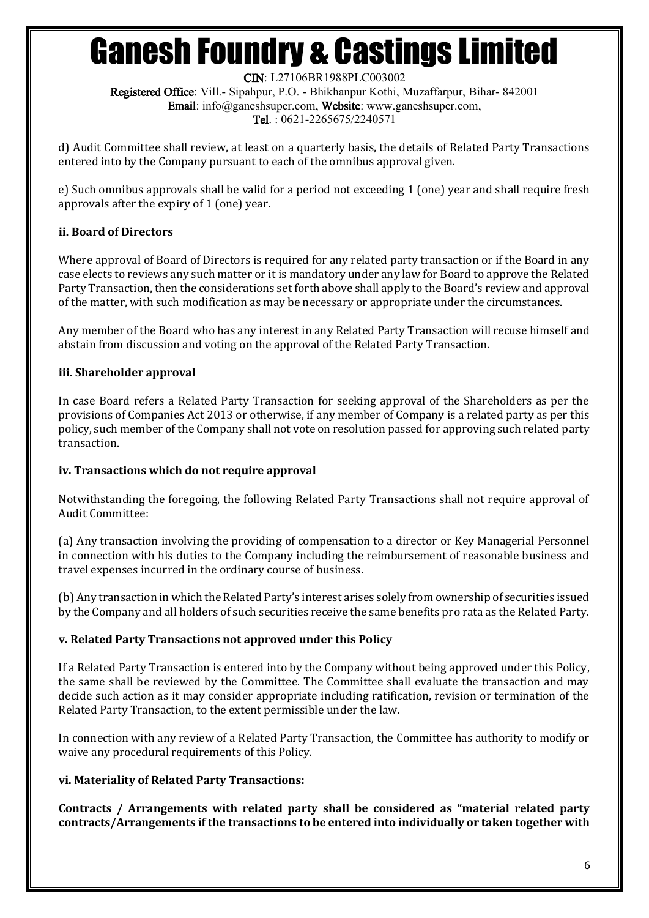d) Audit Committee shall review, at least on a quarterly basis, the details of Related Party Transactions entered into by the Company pursuant to each of the omnibus approval given.

e) Such omnibus approvals shall be valid for a period not exceeding 1 (one) year and shall require fresh approvals after the expiry of 1 (one) year.

**ii. Board of Directors**

Where approval of Board of Directors is required for any related party transaction or if the Board in any case elects to reviews any such matter or it is mandatory under any law for Board to approve the Related Party Transaction, then the considerations set forth above shall apply to the Board's review and approval of the matter, with such modification as may be necessary or appropriate under the circumstances.

Any member of the Board who has any interest in any Related Party Transaction will recuse himself and abstain from discussion and voting on the approval of the Related Party Transaction.

**iii. Shareholder approval**

In case Board refers a Related Party Transaction for seeking approval of the Shareholders as per the provisions of Companies Act 2013 or otherwise, if any member of Company is a related party as per this policy, such member of the Company shall not vote on resolution passed for approving such related party transaction.

**iv. Transactions which do not require approval**

Notwithstanding the foregoing, the following Related Party Transactions shall not require approval of Audit Committee:

(a) Any transaction involving the providing of compensation to a director or Key Managerial Personnel in connection with his duties to the Company including the reimbursement of reasonable business and travel expenses incurred in the ordinary course of business.

(b) Any transaction in which the Related Party's interest arises solely from ownership of securities issued by the Company and all holders of such securities receive the same benefits pro rata as the Related Party.

**v. Related Party Transactions not approved under this Policy**

If a Related Party Transaction is entered into by the Company without being approved under this Policy, the same shall be reviewed by the Committee. The Committee shall evaluate the transaction and may decide such action as it may consider appropriate including ratification, revision or termination of the Related Party Transaction, to the extent permissible under the law.

In connection with any review of a Related Party Transaction, the Committee has authority to modify or waive any procedural requirements of this Policy.

**vi. Materiality of Related Party Transactions:**

**Contracts / Arrangements with related party shall be considered as "material related party contracts/Arrangements if the transactions to be entered into individually or taken together with**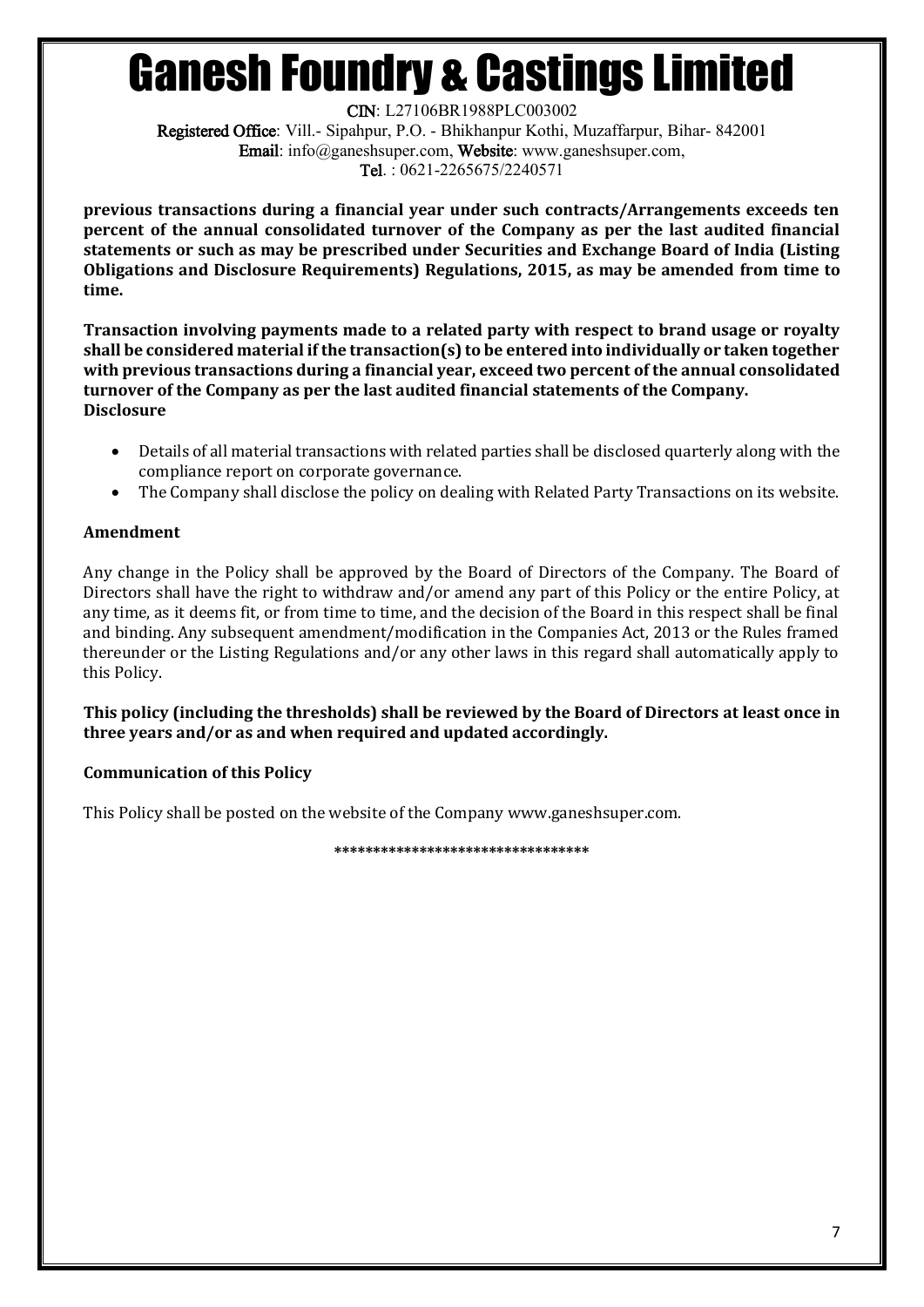**previous transactions during a financial year under such contracts/Arrangements exceeds ten percent of the annual consolidated turnover of the Company as per the last audited financial statements or such as may be prescribed under Securities and Exchange Board of India (Listing Obligations and Disclosure Requirements) Regulations, 2015, as may be amended from time to time.**

**Transaction involving payments made to a related party with respect to brand usage or royalty shall be considered material if the transaction(s) to be entered into individually or taken together with previous transactions during a financial year, exceed two percent of the annual consolidated turnover of the Company as per the last audited financial statements of the Company.**

**Disclosure**

- Details of all material transactions with related parties shall be disclosed quarterly along with the compliance report on corporate governance.
- The Company shall disclose the policy on dealing with Related Party Transactions on its website.

**Amendment**

Any change in the Policy shall be approved by the Board of Directors of the Company. The Board of Directors shall have the right to withdraw and/or amend any part of this Policy or the entire Policy, at any time, as it deems fit, or from time to time, and the decision of the Board in this respect shall be final and binding. Any subsequent amendment/modification in the Companies Act, 2013 or the Rules framed thereunder or the Listing Regulations and/or any other laws in this regard shall automatically apply to this Policy.

**This policy (including the thresholds) shall be reviewed by the Board of Directors at least once in three years and/or as and when required and updated accordingly.**

**Communication of this Policy**

This Policy shall be posted on the website of the Company www.ganeshsuper.com.

********************************